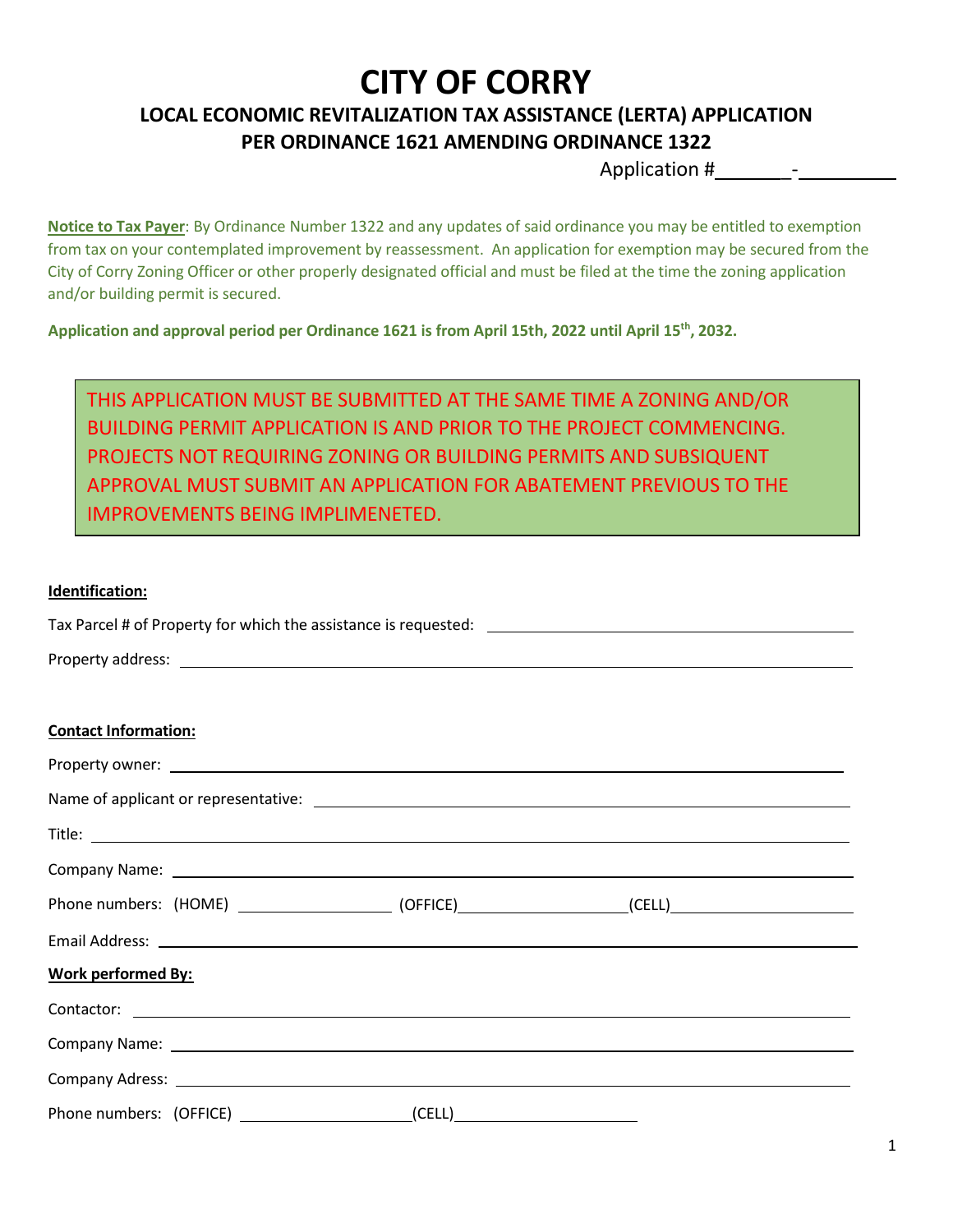# CITY OF CORRY

## LOCAL ECONOMIC REVITALIZATION TAX ASSISTANCE (LERTA) APPLICATION
## PER ORDINANCE 1621 AMENDING ORDINANCE 1322

Application #_______-_________

**Notice to Tax Payer**: By Ordinance Number 1322 and any updates of said ordinance you may be entitled to exemption from tax on your contemplated improvement by reassessment. An application for exemption may be secured from the City of Corry Zoning Officer or other properly designated official and must be filed at the time the zoning application and/or building permit is secured.

**Application and approval period per Ordinance 1621 is from April 15th, 2022 until April 15th, 2032.**

THIS APPLICATION MUST BE SUBMITTED AT THE SAME TIME A ZONING AND/OR BUILDING PERMIT APPLICATION IS AND PRIOR TO THE PROJECT COMMENCING. PROJECTS NOT REQUIRING ZONING OR BUILDING PERMITS AND SUBSIQUENT APPROVAL MUST SUBMIT AN APPLICATION FOR ABATEMENT PREVIOUS TO THE IMPROVEMENTS BEING IMPLIMENETED.

**Identification:**

Tax Parcel # of Property for which the assistance is requested: ______________________________

Property address: ______________________________

**Contact Information:**

Property owner: ______________________________

Name of applicant or representative: ______________________________

Title: ______________________________

Company Name: ______________________________

Phone numbers: (HOME) ______________ (OFFICE)______________ (CELL)______________

Email Address: ______________________________

**Work performed By:**

Contactor: ______________________________

Company Name: ______________________________

Company Adress: ______________________________

Phone numbers: (OFFICE) ______________ (CELL)______________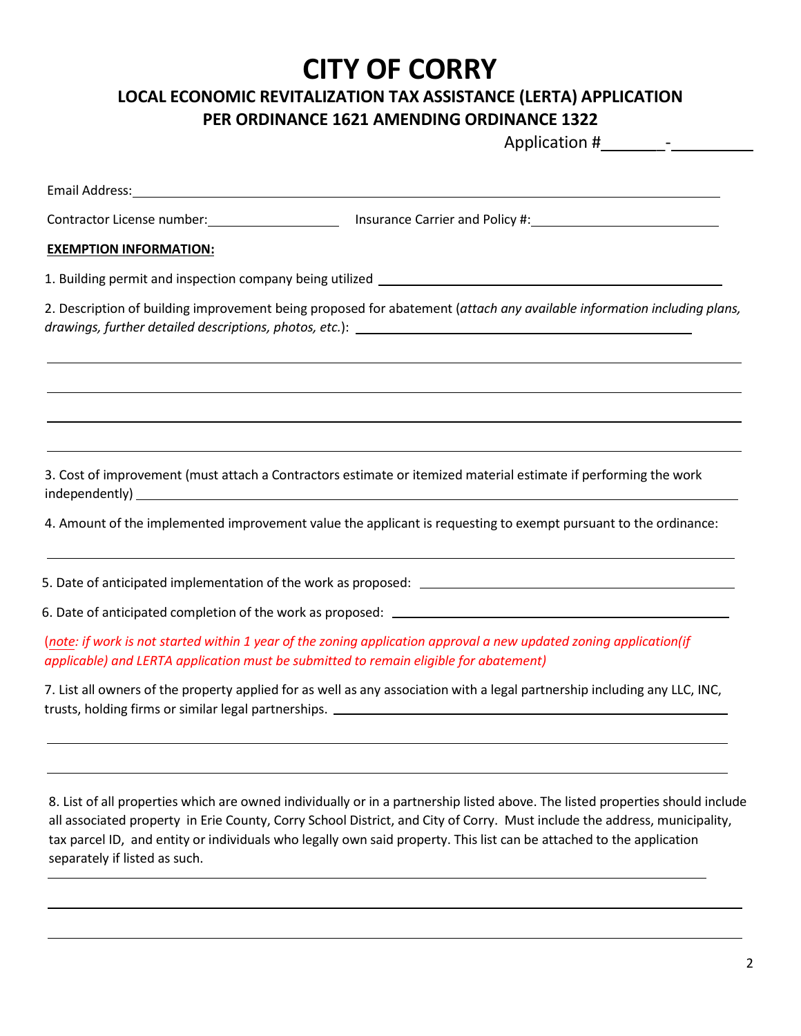# CITY OF CORRY

## LOCAL ECONOMIC REVITALIZATION TAX ASSISTANCE (LERTA) APPLICATION PER ORDINANCE 1621 AMENDING ORDINANCE 1322

Application #_______-__________

Email Address: ____________________________________________________________

Contractor License number: ________________ Insurance Carrier and Policy #: ______________________

**EXEMPTION INFORMATION:**

1. Building permit and inspection company being utilized ____________________________________________

2. Description of building improvement being proposed for abatement (*attach any available information including plans, drawings, further detailed descriptions, photos, etc.*): ____________________________________________

____________________________________________________________

____________________________________________________________

____________________________________________________________

____________________________________________________________

3. Cost of improvement (must attach a Contractors estimate or itemized material estimate if performing the work independently) ____________________________________________

4. Amount of the implemented improvement value the applicant is requesting to exempt pursuant to the ordinance:

____________________________________________________________

5. Date of anticipated implementation of the work as proposed: ______________________________

6. Date of anticipated completion of the work as proposed: ______________________________

(*note: if work is not started within 1 year of the zoning application approval a new updated zoning application(if applicable) and LERTA application must be submitted to remain eligible for abatement)*

7. List all owners of the property applied for as well as any association with a legal partnership including any LLC, INC, trusts, holding firms or similar legal partnerships. ______________________________

____________________________________________________________

____________________________________________________________

8. List of all properties which are owned individually or in a partnership listed above. The listed properties should include all associated property in Erie County, Corry School District, and City of Corry. Must include the address, municipality, tax parcel ID, and entity or individuals who legally own said property. This list can be attached to the application separately if listed as such.

____________________________________________________________

____________________________________________________________

____________________________________________________________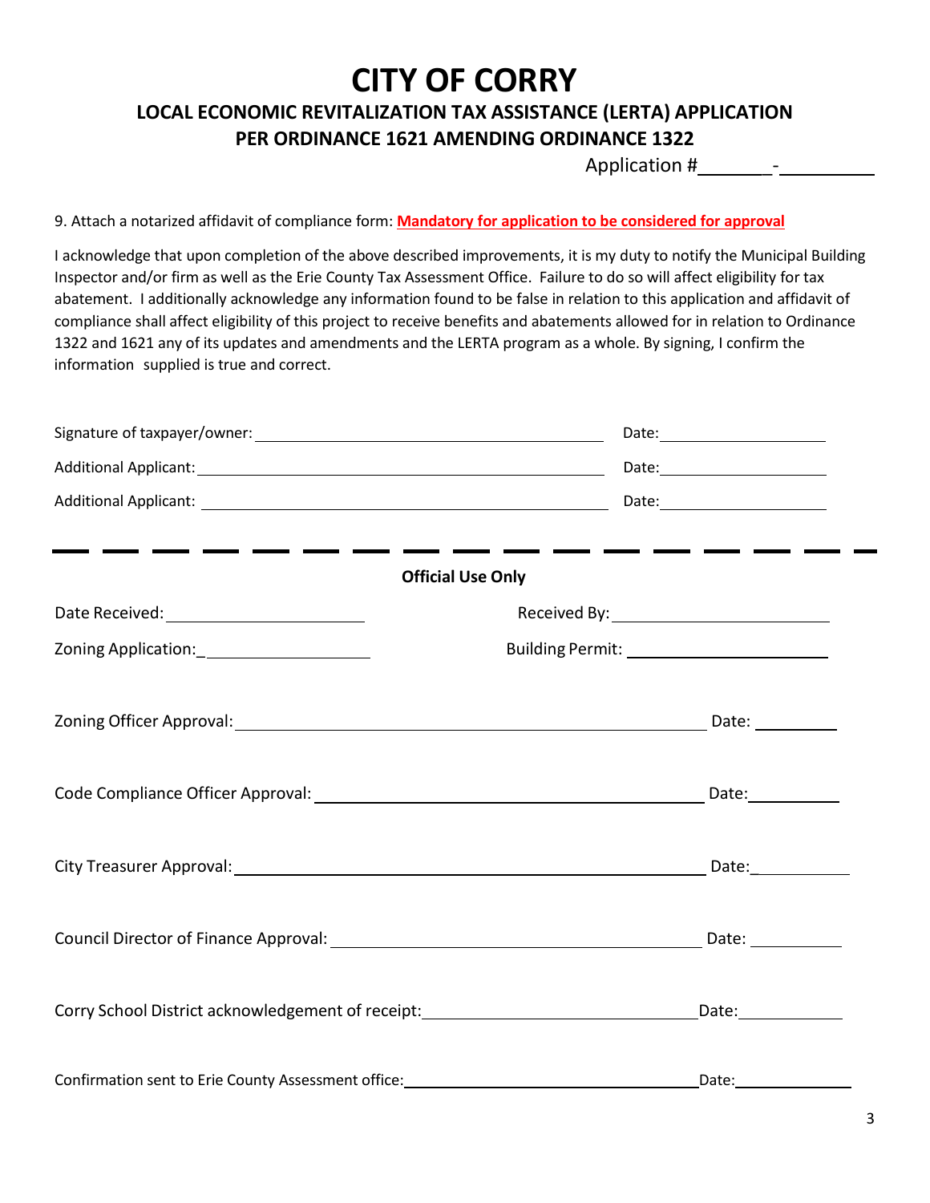# CITY OF CORRY

## LOCAL ECONOMIC REVITALIZATION TAX ASSISTANCE (LERTA) APPLICATION
## PER ORDINANCE 1621 AMENDING ORDINANCE 1322

Application #_______-_________

9. Attach a notarized affidavit of compliance form: **Mandatory for application to be considered for approval**

I acknowledge that upon completion of the above described improvements, it is my duty to notify the Municipal Building Inspector and/or firm as well as the Erie County Tax Assessment Office. Failure to do so will affect eligibility for tax abatement. I additionally acknowledge any information found to be false in relation to this application and affidavit of compliance shall affect eligibility of this project to receive benefits and abatements allowed for in relation to Ordinance 1322 and 1621 any of its updates and amendments and the LERTA program as a whole. By signing, I confirm the information supplied is true and correct.

Signature of taxpayer/owner: ______________________________ Date: ______________

Additional Applicant: ______________________________ Date: ______________

Additional Applicant: ______________________________ Date: ______________

---

**Official Use Only**

Date Received: ______________ Received By: ______________

Zoning Application: ______________ Building Permit: ______________

Zoning Officer Approval: ______________________________ Date: __________

Code Compliance Officer Approval: ______________________________ Date: __________

City Treasurer Approval: ______________________________ Date: __________

Council Director of Finance Approval: ______________________________ Date: __________

Corry School District acknowledgement of receipt: ______________________________ Date: __________

Confirmation sent to Erie County Assessment office: ______________________________ Date: __________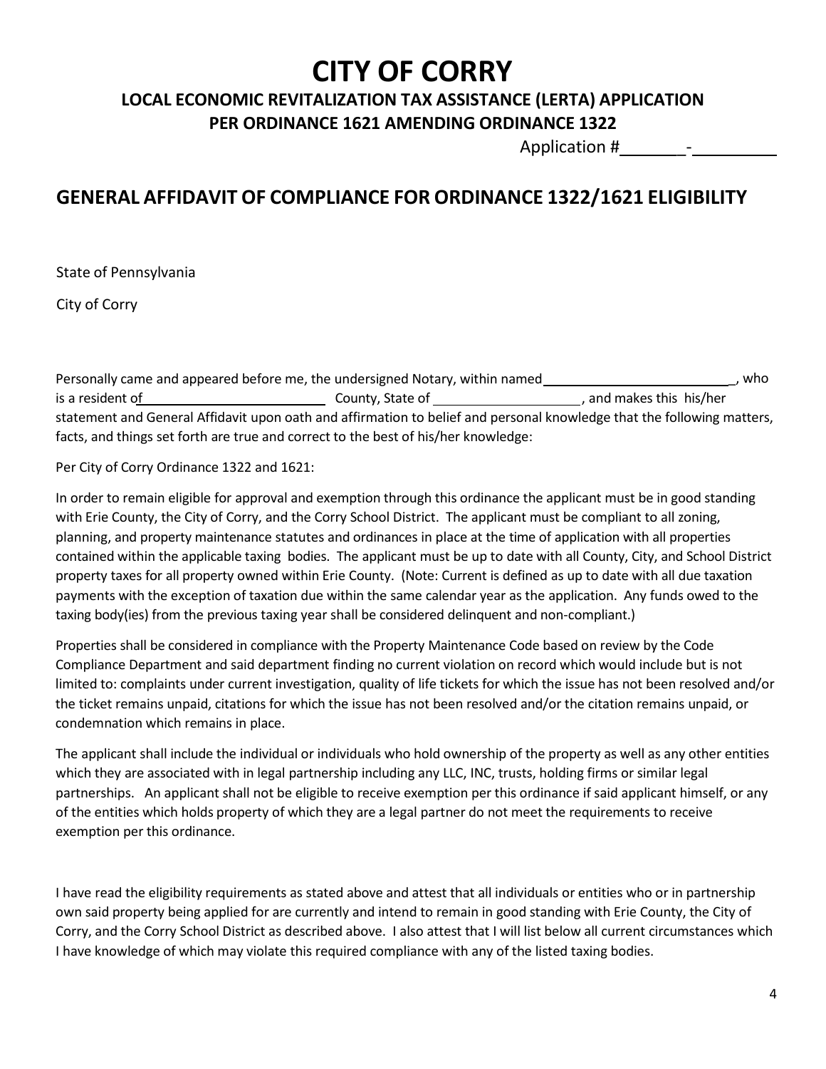# CITY OF CORRY

## LOCAL ECONOMIC REVITALIZATION TAX ASSISTANCE (LERTA) APPLICATION

## PER ORDINANCE 1621 AMENDING ORDINANCE 1322

Application #_______-_________

## GENERAL AFFIDAVIT OF COMPLIANCE FOR ORDINANCE 1322/1621 ELIGIBILITY

State of Pennsylvania

City of Corry

Personally came and appeared before me, the undersigned Notary, within named_________________________, who is a resident of_________________________ County, State of ____________________, and makes this his/her statement and General Affidavit upon oath and affirmation to belief and personal knowledge that the following matters, facts, and things set forth are true and correct to the best of his/her knowledge:

Per City of Corry Ordinance 1322 and 1621:

In order to remain eligible for approval and exemption through this ordinance the applicant must be in good standing with Erie County, the City of Corry, and the Corry School District. The applicant must be compliant to all zoning, planning, and property maintenance statutes and ordinances in place at the time of application with all properties contained within the applicable taxing bodies. The applicant must be up to date with all County, City, and School District property taxes for all property owned within Erie County. (Note: Current is defined as up to date with all due taxation payments with the exception of taxation due within the same calendar year as the application. Any funds owed to the taxing body(ies) from the previous taxing year shall be considered delinquent and non-compliant.)

Properties shall be considered in compliance with the Property Maintenance Code based on review by the Code Compliance Department and said department finding no current violation on record which would include but is not limited to: complaints under current investigation, quality of life tickets for which the issue has not been resolved and/or the ticket remains unpaid, citations for which the issue has not been resolved and/or the citation remains unpaid, or condemnation which remains in place.

The applicant shall include the individual or individuals who hold ownership of the property as well as any other entities which they are associated with in legal partnership including any LLC, INC, trusts, holding firms or similar legal partnerships. An applicant shall not be eligible to receive exemption per this ordinance if said applicant himself, or any of the entities which holds property of which they are a legal partner do not meet the requirements to receive exemption per this ordinance.

I have read the eligibility requirements as stated above and attest that all individuals or entities who or in partnership own said property being applied for are currently and intend to remain in good standing with Erie County, the City of Corry, and the Corry School District as described above. I also attest that I will list below all current circumstances which I have knowledge of which may violate this required compliance with any of the listed taxing bodies.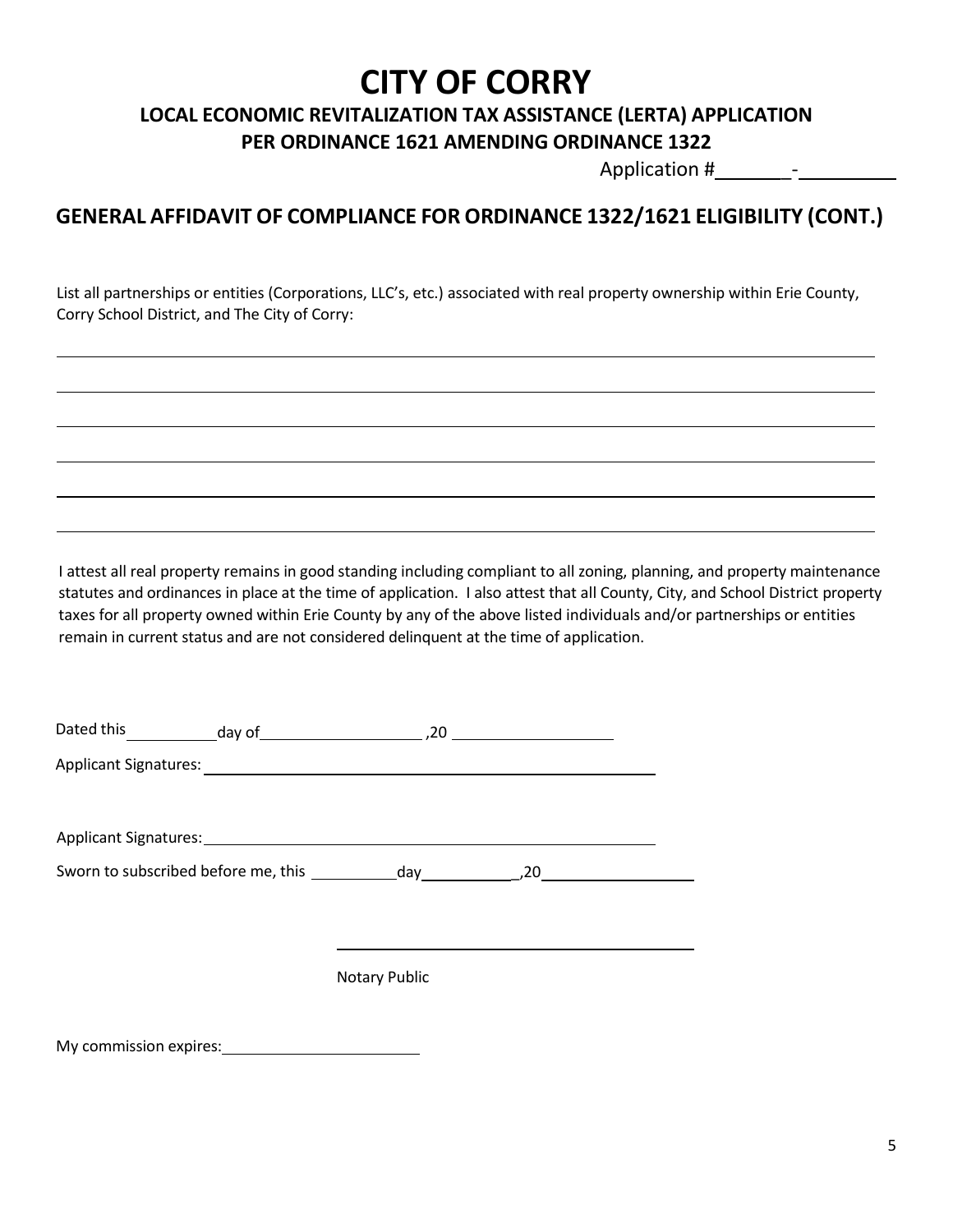# CITY OF CORRY

### LOCAL ECONOMIC REVITALIZATION TAX ASSISTANCE (LERTA) APPLICATION

### PER ORDINANCE 1621 AMENDING ORDINANCE 1322

Application #_______-_________

## GENERAL AFFIDAVIT OF COMPLIANCE FOR ORDINANCE 1322/1621 ELIGIBILITY (CONT.)

List all partnerships or entities (Corporations, LLC's, etc.) associated with real property ownership within Erie County, Corry School District, and The City of Corry:

_______________________________________________________________________________

_______________________________________________________________________________

_______________________________________________________________________________

_______________________________________________________________________________

_______________________________________________________________________________

_______________________________________________________________________________

I attest all real property remains in good standing including compliant to all zoning, planning, and property maintenance statutes and ordinances in place at the time of application. I also attest that all County, City, and School District property taxes for all property owned within Erie County by any of the above listed individuals and/or partnerships or entities remain in current status and are not considered delinquent at the time of application.

Dated this __________ day of ___________________ ,20 __________________

Applicant Signatures: ________________________________________________

Applicant Signatures: ________________________________________________

Sworn to subscribed before me, this __________ day ___________ ,20 __________________

________________________________________

Notary Public

My commission expires: ________________________